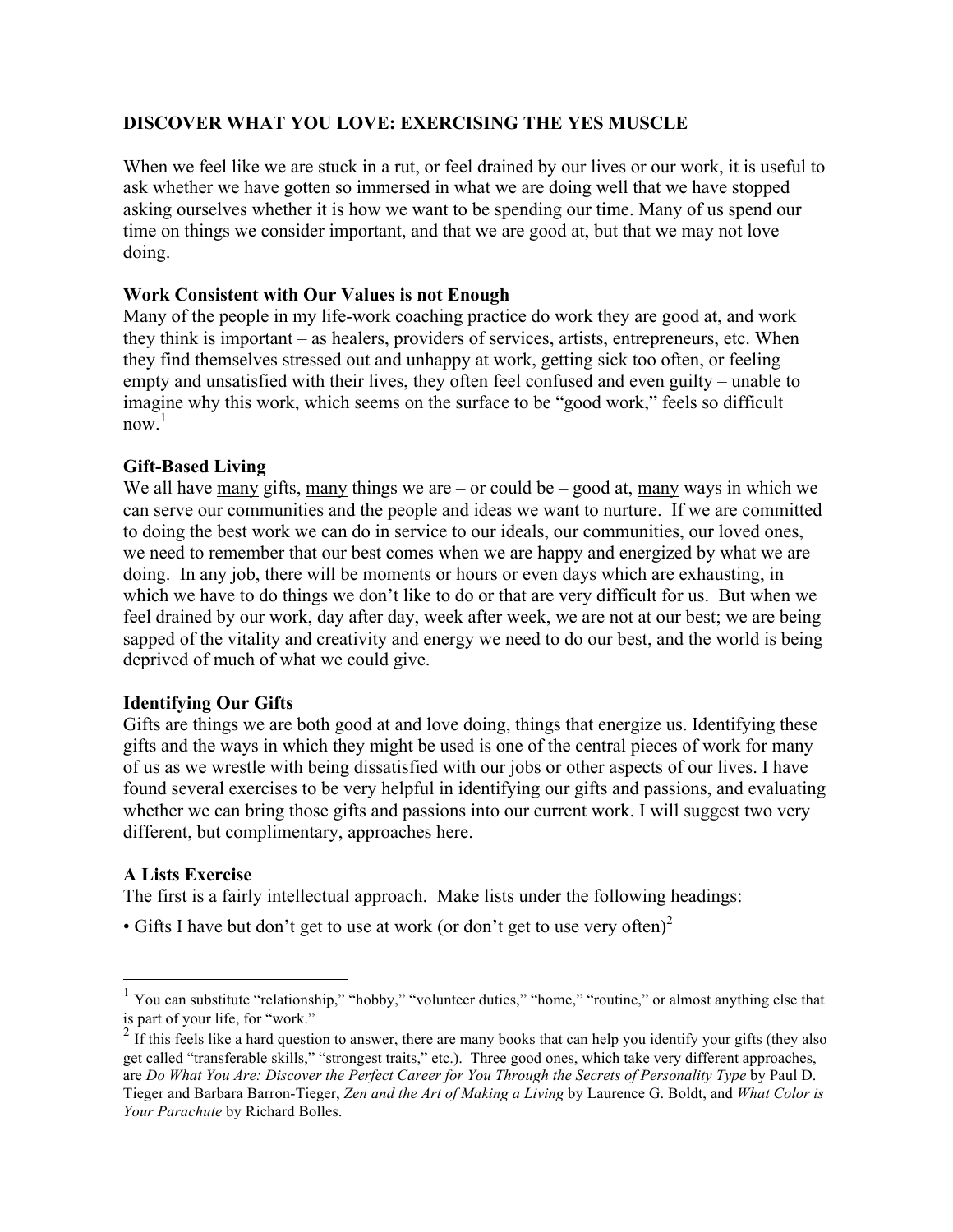# DISCOVER WHAT YOU LOVE: EXERCISING THE YES MUSCLE

When we feel like we are stuck in a rut, or feel drained by our lives or our work, it is useful to ask whether we have gotten so immersed in what we are doing well that we have stopped asking ourselves whether it is how we want to be spending our time. Many of us spend our time on things we consider important, and that we are good at, but that we may not love doing.

## Work Consistent with Our Values is not Enough

Many of the people in my life-work coaching practice do work they are good at, and work they think is important – as healers, providers of services, artists, entrepreneurs, etc. When they find themselves stressed out and unhappy at work, getting sick too often, or feeling empty and unsatisfied with their lives, they often feel confused and even guilty – unable to imagine why this work, which seems on the surface to be "good work," feels so difficult now.[1]

## Gift-Based Living

We all have <u>many</u> gifts, <u>many</u> things we are – or could be – good at, <u>many</u> ways in which we can serve our communities and the people and ideas we want to nurture. If we are committed to doing the best work we can do in service to our ideals, our communities, our loved ones, we need to remember that our best comes when we are happy and energized by what we are doing. In any job, there will be moments or hours or even days which are exhausting, in which we have to do things we don't like to do or that are very difficult for us. But when we feel drained by our work, day after day, week after week, we are not at our best; we are being sapped of the vitality and creativity and energy we need to do our best, and the world is being deprived of much of what we could give.

## Identifying Our Gifts

Gifts are things we are both good at and love doing, things that energize us. Identifying these gifts and the ways in which they might be used is one of the central pieces of work for many of us as we wrestle with being dissatisfied with our jobs or other aspects of our lives. I have found several exercises to be very helpful in identifying our gifts and passions, and evaluating whether we can bring those gifts and passions into our current work. I will suggest two very different, but complimentary, approaches here.

## A Lists Exercise

The first is a fairly intellectual approach. Make lists under the following headings:

- Gifts I have but don't get to use at work (or don't get to use very often)[2]

---

[1] You can substitute "relationship," "hobby," "volunteer duties," "home," "routine," or almost anything else that is part of your life, for "work."

[2] If this feels like a hard question to answer, there are many books that can help you identify your gifts (they also get called "transferable skills," "strongest traits," etc.). Three good ones, which take very different approaches, are *Do What You Are: Discover the Perfect Career for You Through the Secrets of Personality Type* by Paul D. Tieger and Barbara Barron-Tieger, *Zen and the Art of Making a Living* by Laurence G. Boldt, and *What Color is Your Parachute* by Richard Bolles.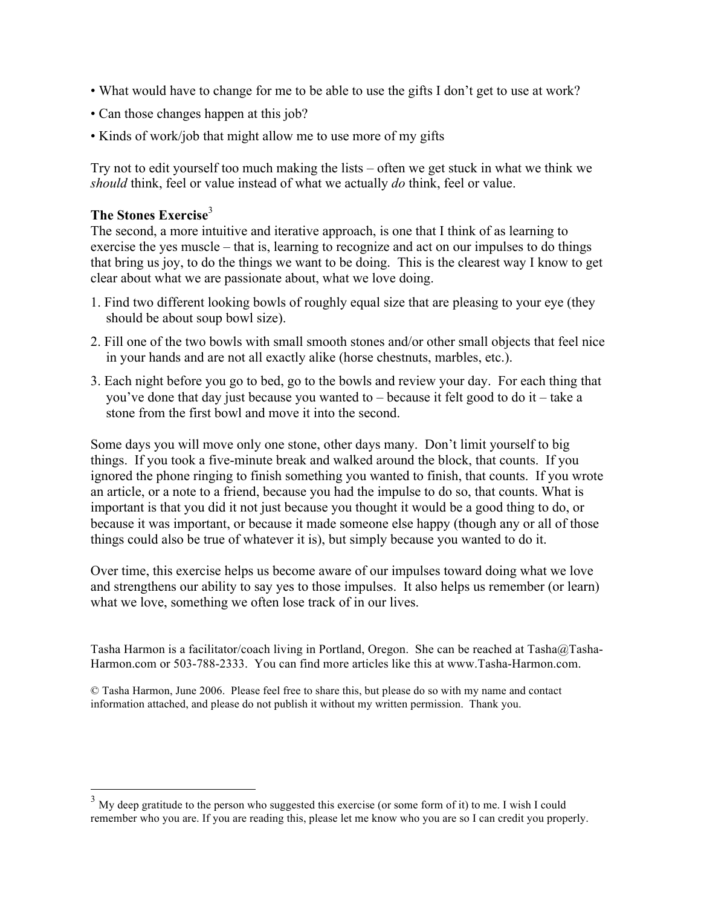- What would have to change for me to be able to use the gifts I don't get to use at work?
- Can those changes happen at this job?
- Kinds of work/job that might allow me to use more of my gifts

Try not to edit yourself too much making the lists – often we get stuck in what we think we *should* think, feel or value instead of what we actually *do* think, feel or value.

**The Stones Exercise**[3]

The second, a more intuitive and iterative approach, is one that I think of as learning to exercise the yes muscle – that is, learning to recognize and act on our impulses to do things that bring us joy, to do the things we want to be doing. This is the clearest way I know to get clear about what we are passionate about, what we love doing.

1. Find two different looking bowls of roughly equal size that are pleasing to your eye (they should be about soup bowl size).
2. Fill one of the two bowls with small smooth stones and/or other small objects that feel nice in your hands and are not all exactly alike (horse chestnuts, marbles, etc.).
3. Each night before you go to bed, go to the bowls and review your day. For each thing that you've done that day just because you wanted to – because it felt good to do it – take a stone from the first bowl and move it into the second.

Some days you will move only one stone, other days many. Don't limit yourself to big things. If you took a five-minute break and walked around the block, that counts. If you ignored the phone ringing to finish something you wanted to finish, that counts. If you wrote an article, or a note to a friend, because you had the impulse to do so, that counts. What is important is that you did it not just because you thought it would be a good thing to do, or because it was important, or because it made someone else happy (though any or all of those things could also be true of whatever it is), but simply because you wanted to do it.

Over time, this exercise helps us become aware of our impulses toward doing what we love and strengthens our ability to say yes to those impulses. It also helps us remember (or learn) what we love, something we often lose track of in our lives.

Tasha Harmon is a facilitator/coach living in Portland, Oregon. She can be reached at Tasha@Tasha-Harmon.com or 503-788-2333. You can find more articles like this at www.Tasha-Harmon.com.

© Tasha Harmon, June 2006. Please feel free to share this, but please do so with my name and contact information attached, and please do not publish it without my written permission. Thank you.

---

[3] My deep gratitude to the person who suggested this exercise (or some form of it) to me. I wish I could remember who you are. If you are reading this, please let me know who you are so I can credit you properly.